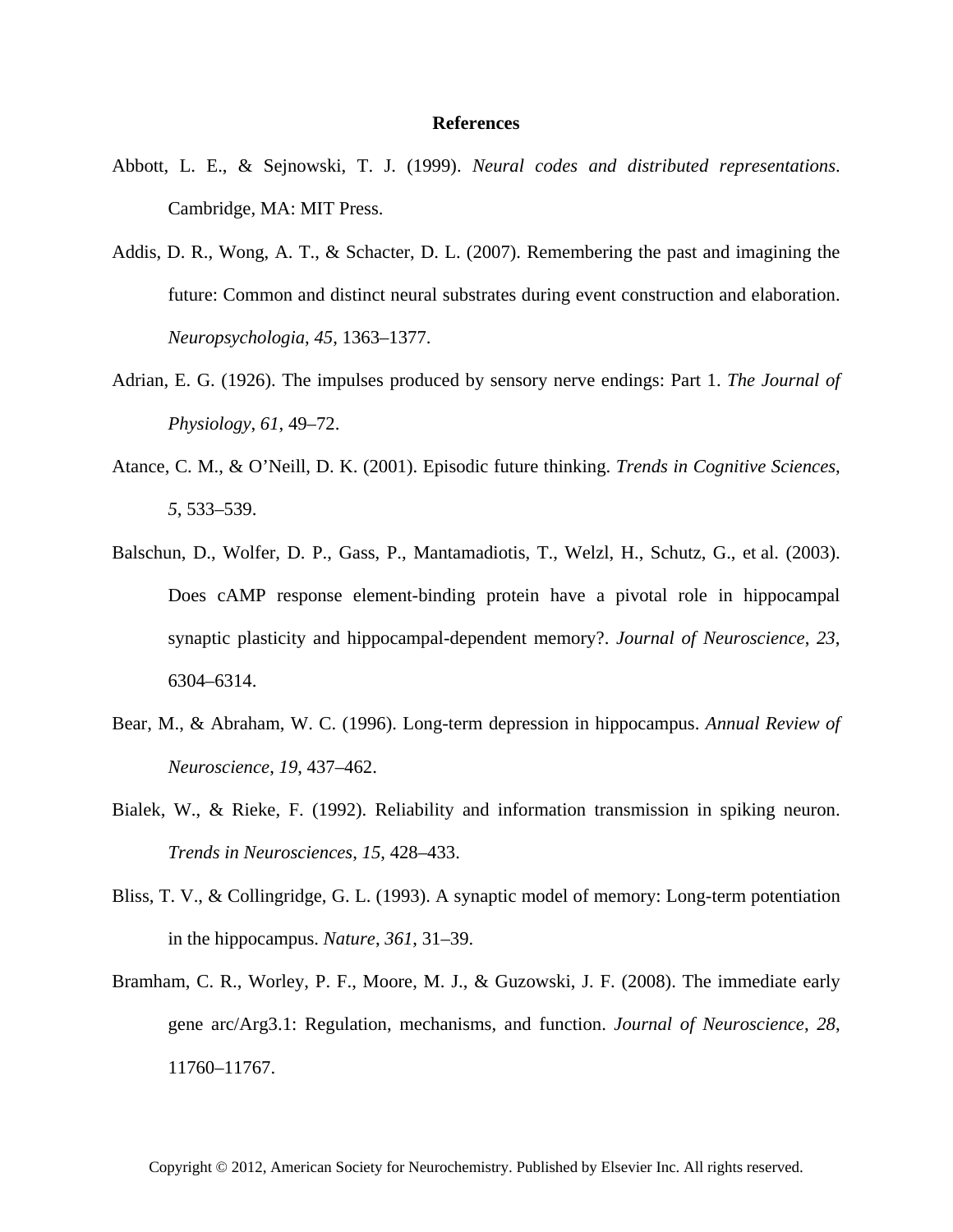# References

Abbott, L. E., & Sejnowski, T. J. (1999). *Neural codes and distributed representations*. Cambridge, MA: MIT Press.

Addis, D. R., Wong, A. T., & Schacter, D. L. (2007). Remembering the past and imagining the future: Common and distinct neural substrates during event construction and elaboration. *Neuropsychologia*, *45*, 1363–1377.

Adrian, E. G. (1926). The impulses produced by sensory nerve endings: Part 1. *The Journal of Physiology*, *61*, 49–72.

Atance, C. M., & O'Neill, D. K. (2001). Episodic future thinking. *Trends in Cognitive Sciences*, *5*, 533–539.

Balschun, D., Wolfer, D. P., Gass, P., Mantamadiotis, T., Welzl, H., Schutz, G., et al. (2003). Does cAMP response element-binding protein have a pivotal role in hippocampal synaptic plasticity and hippocampal-dependent memory?. *Journal of Neuroscience*, *23*, 6304–6314.

Bear, M., & Abraham, W. C. (1996). Long-term depression in hippocampus. *Annual Review of Neuroscience*, *19*, 437–462.

Bialek, W., & Rieke, F. (1992). Reliability and information transmission in spiking neuron. *Trends in Neurosciences*, *15*, 428–433.

Bliss, T. V., & Collingridge, G. L. (1993). A synaptic model of memory: Long-term potentiation in the hippocampus. *Nature*, *361*, 31–39.

Bramham, C. R., Worley, P. F., Moore, M. J., & Guzowski, J. F. (2008). The immediate early gene arc/Arg3.1: Regulation, mechanisms, and function. *Journal of Neuroscience*, *28*, 11760–11767.

Copyright © 2012, American Society for Neurochemistry. Published by Elsevier Inc. All rights reserved.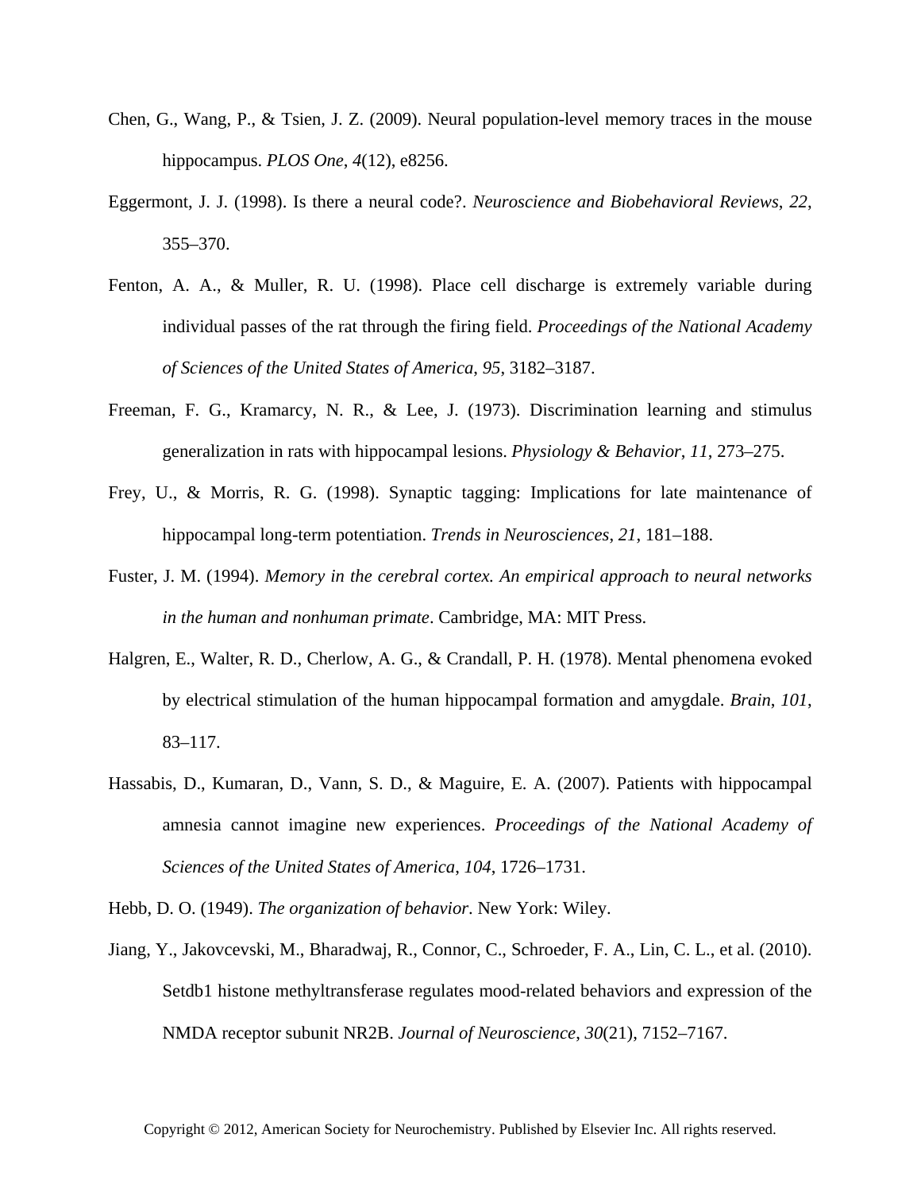Chen, G., Wang, P., & Tsien, J. Z. (2009). Neural population-level memory traces in the mouse hippocampus. *PLOS One*, *4*(12), e8256.

Eggermont, J. J. (1998). Is there a neural code?. *Neuroscience and Biobehavioral Reviews*, *22*, 355–370.

Fenton, A. A., & Muller, R. U. (1998). Place cell discharge is extremely variable during individual passes of the rat through the firing field. *Proceedings of the National Academy of Sciences of the United States of America*, *95*, 3182–3187.

Freeman, F. G., Kramarcy, N. R., & Lee, J. (1973). Discrimination learning and stimulus generalization in rats with hippocampal lesions. *Physiology & Behavior*, *11*, 273–275.

Frey, U., & Morris, R. G. (1998). Synaptic tagging: Implications for late maintenance of hippocampal long-term potentiation. *Trends in Neurosciences*, *21*, 181–188.

Fuster, J. M. (1994). *Memory in the cerebral cortex. An empirical approach to neural networks in the human and nonhuman primate*. Cambridge, MA: MIT Press.

Halgren, E., Walter, R. D., Cherlow, A. G., & Crandall, P. H. (1978). Mental phenomena evoked by electrical stimulation of the human hippocampal formation and amygdale. *Brain*, *101*, 83–117.

Hassabis, D., Kumaran, D., Vann, S. D., & Maguire, E. A. (2007). Patients with hippocampal amnesia cannot imagine new experiences. *Proceedings of the National Academy of Sciences of the United States of America*, *104*, 1726–1731.

Hebb, D. O. (1949). *The organization of behavior*. New York: Wiley.

Jiang, Y., Jakovcevski, M., Bharadwaj, R., Connor, C., Schroeder, F. A., Lin, C. L., et al. (2010). Setdb1 histone methyltransferase regulates mood-related behaviors and expression of the NMDA receptor subunit NR2B. *Journal of Neuroscience*, *30*(21), 7152–7167.

Copyright © 2012, American Society for Neurochemistry. Published by Elsevier Inc. All rights reserved.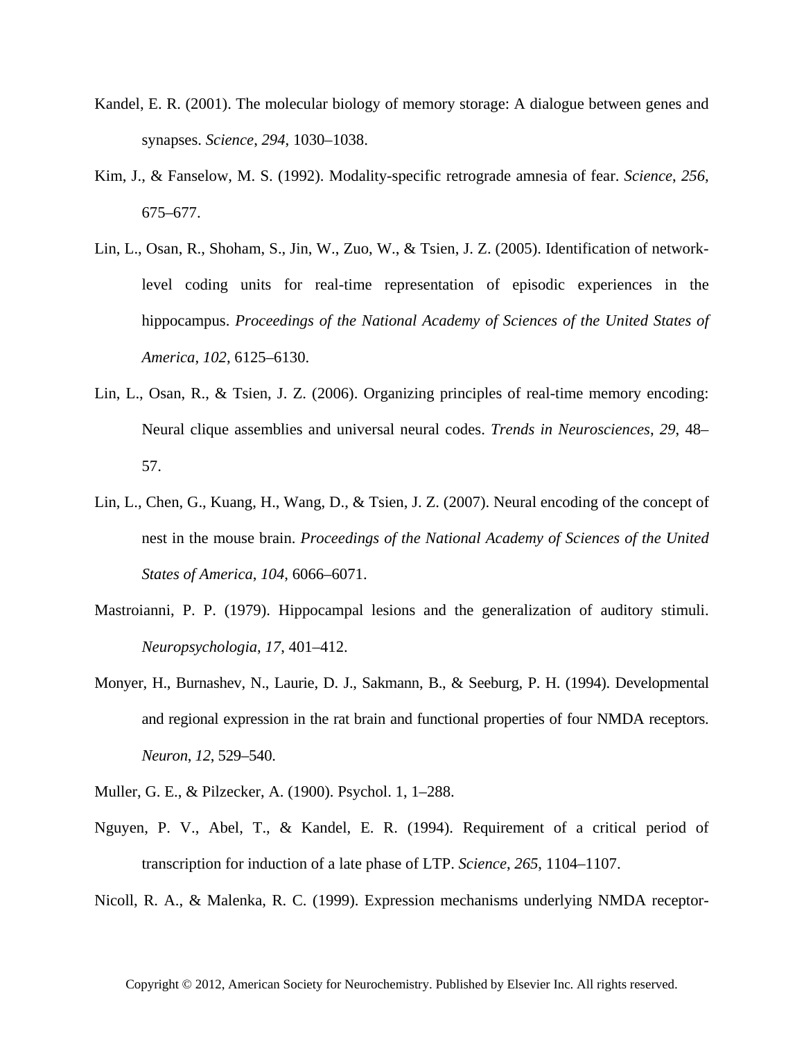Kandel, E. R. (2001). The molecular biology of memory storage: A dialogue between genes and synapses. *Science*, *294*, 1030–1038.

Kim, J., & Fanselow, M. S. (1992). Modality-specific retrograde amnesia of fear. *Science*, *256*, 675–677.

Lin, L., Osan, R., Shoham, S., Jin, W., Zuo, W., & Tsien, J. Z. (2005). Identification of network-level coding units for real-time representation of episodic experiences in the hippocampus. *Proceedings of the National Academy of Sciences of the United States of America*, *102*, 6125–6130.

Lin, L., Osan, R., & Tsien, J. Z. (2006). Organizing principles of real-time memory encoding: Neural clique assemblies and universal neural codes. *Trends in Neurosciences*, *29*, 48–57.

Lin, L., Chen, G., Kuang, H., Wang, D., & Tsien, J. Z. (2007). Neural encoding of the concept of nest in the mouse brain. *Proceedings of the National Academy of Sciences of the United States of America*, *104*, 6066–6071.

Mastroianni, P. P. (1979). Hippocampal lesions and the generalization of auditory stimuli. *Neuropsychologia*, *17*, 401–412.

Monyer, H., Burnashev, N., Laurie, D. J., Sakmann, B., & Seeburg, P. H. (1994). Developmental and regional expression in the rat brain and functional properties of four NMDA receptors. *Neuron*, *12*, 529–540.

Muller, G. E., & Pilzecker, A. (1900). Psychol. 1, 1–288.

Nguyen, P. V., Abel, T., & Kandel, E. R. (1994). Requirement of a critical period of transcription for induction of a late phase of LTP. *Science*, *265*, 1104–1107.

Nicoll, R. A., & Malenka, R. C. (1999). Expression mechanisms underlying NMDA receptor-

Copyright © 2012, American Society for Neurochemistry. Published by Elsevier Inc. All rights reserved.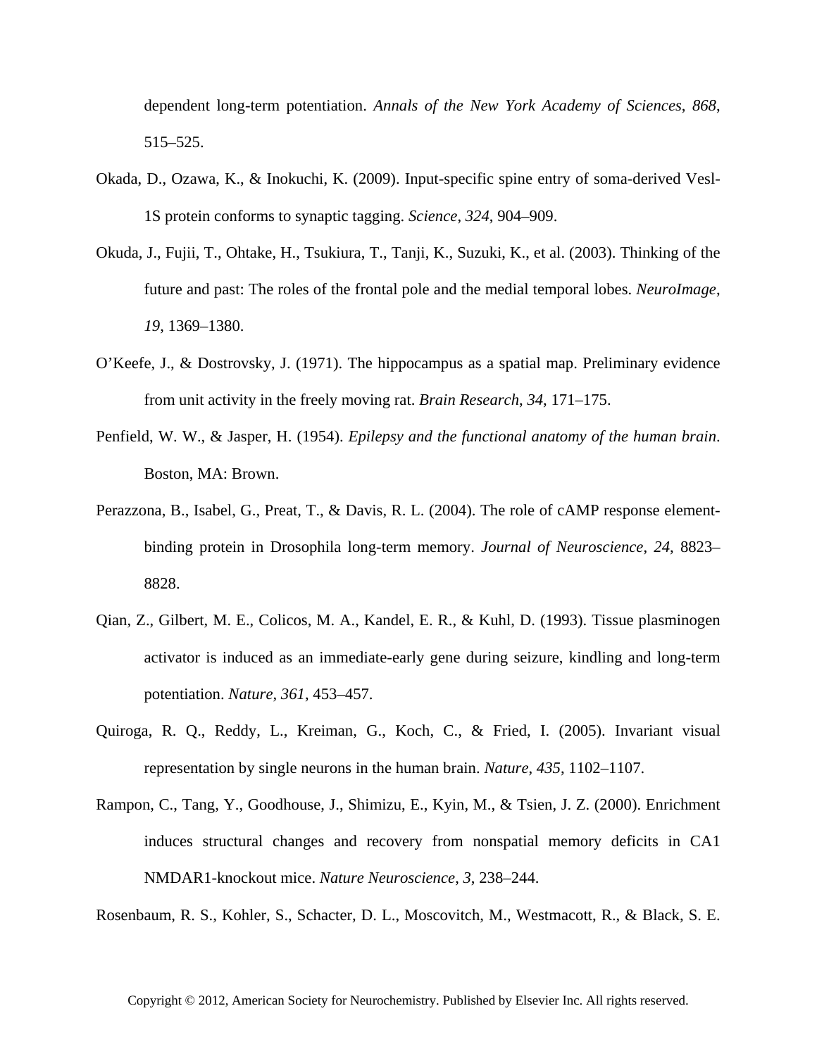dependent long-term potentiation. *Annals of the New York Academy of Sciences*, *868*, 515–525.

Okada, D., Ozawa, K., & Inokuchi, K. (2009). Input-specific spine entry of soma-derived Vesl-1S protein conforms to synaptic tagging. *Science*, *324*, 904–909.

Okuda, J., Fujii, T., Ohtake, H., Tsukiura, T., Tanji, K., Suzuki, K., et al. (2003). Thinking of the future and past: The roles of the frontal pole and the medial temporal lobes. *NeuroImage*, *19*, 1369–1380.

O'Keefe, J., & Dostrovsky, J. (1971). The hippocampus as a spatial map. Preliminary evidence from unit activity in the freely moving rat. *Brain Research*, *34*, 171–175.

Penfield, W. W., & Jasper, H. (1954). *Epilepsy and the functional anatomy of the human brain*. Boston, MA: Brown.

Perazzona, B., Isabel, G., Preat, T., & Davis, R. L. (2004). The role of cAMP response element-binding protein in Drosophila long-term memory. *Journal of Neuroscience*, *24*, 8823–8828.

Qian, Z., Gilbert, M. E., Colicos, M. A., Kandel, E. R., & Kuhl, D. (1993). Tissue plasminogen activator is induced as an immediate-early gene during seizure, kindling and long-term potentiation. *Nature*, *361*, 453–457.

Quiroga, R. Q., Reddy, L., Kreiman, G., Koch, C., & Fried, I. (2005). Invariant visual representation by single neurons in the human brain. *Nature*, *435*, 1102–1107.

Rampon, C., Tang, Y., Goodhouse, J., Shimizu, E., Kyin, M., & Tsien, J. Z. (2000). Enrichment induces structural changes and recovery from nonspatial memory deficits in CA1 NMDAR1-knockout mice. *Nature Neuroscience*, *3*, 238–244.

Rosenbaum, R. S., Kohler, S., Schacter, D. L., Moscovitch, M., Westmacott, R., & Black, S. E.

Copyright © 2012, American Society for Neurochemistry. Published by Elsevier Inc. All rights reserved.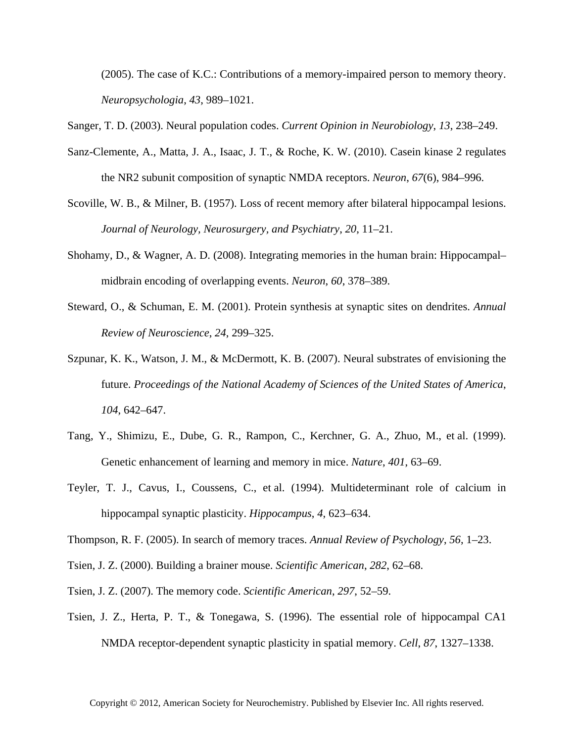(2005). The case of K.C.: Contributions of a memory-impaired person to memory theory. *Neuropsychologia*, *43*, 989–1021.

Sanger, T. D. (2003). Neural population codes. *Current Opinion in Neurobiology*, *13*, 238–249.

Sanz-Clemente, A., Matta, J. A., Isaac, J. T., & Roche, K. W. (2010). Casein kinase 2 regulates the NR2 subunit composition of synaptic NMDA receptors. *Neuron*, *67*(6), 984–996.

Scoville, W. B., & Milner, B. (1957). Loss of recent memory after bilateral hippocampal lesions. *Journal of Neurology, Neurosurgery, and Psychiatry*, *20*, 11–21.

Shohamy, D., & Wagner, A. D. (2008). Integrating memories in the human brain: Hippocampal–midbrain encoding of overlapping events. *Neuron*, *60*, 378–389.

Steward, O., & Schuman, E. M. (2001). Protein synthesis at synaptic sites on dendrites. *Annual Review of Neuroscience*, *24*, 299–325.

Szpunar, K. K., Watson, J. M., & McDermott, K. B. (2007). Neural substrates of envisioning the future. *Proceedings of the National Academy of Sciences of the United States of America*, *104*, 642–647.

Tang, Y., Shimizu, E., Dube, G. R., Rampon, C., Kerchner, G. A., Zhuo, M., et al. (1999). Genetic enhancement of learning and memory in mice. *Nature*, *401*, 63–69.

Teyler, T. J., Cavus, I., Coussens, C., et al. (1994). Multideterminant role of calcium in hippocampal synaptic plasticity. *Hippocampus*, *4*, 623–634.

Thompson, R. F. (2005). In search of memory traces. *Annual Review of Psychology*, *56*, 1–23.

Tsien, J. Z. (2000). Building a brainer mouse. *Scientific American*, *282*, 62–68.

Tsien, J. Z. (2007). The memory code. *Scientific American*, *297*, 52–59.

Tsien, J. Z., Herta, P. T., & Tonegawa, S. (1996). The essential role of hippocampal CA1 NMDA receptor-dependent synaptic plasticity in spatial memory. *Cell*, *87*, 1327–1338.

Copyright © 2012, American Society for Neurochemistry. Published by Elsevier Inc. All rights reserved.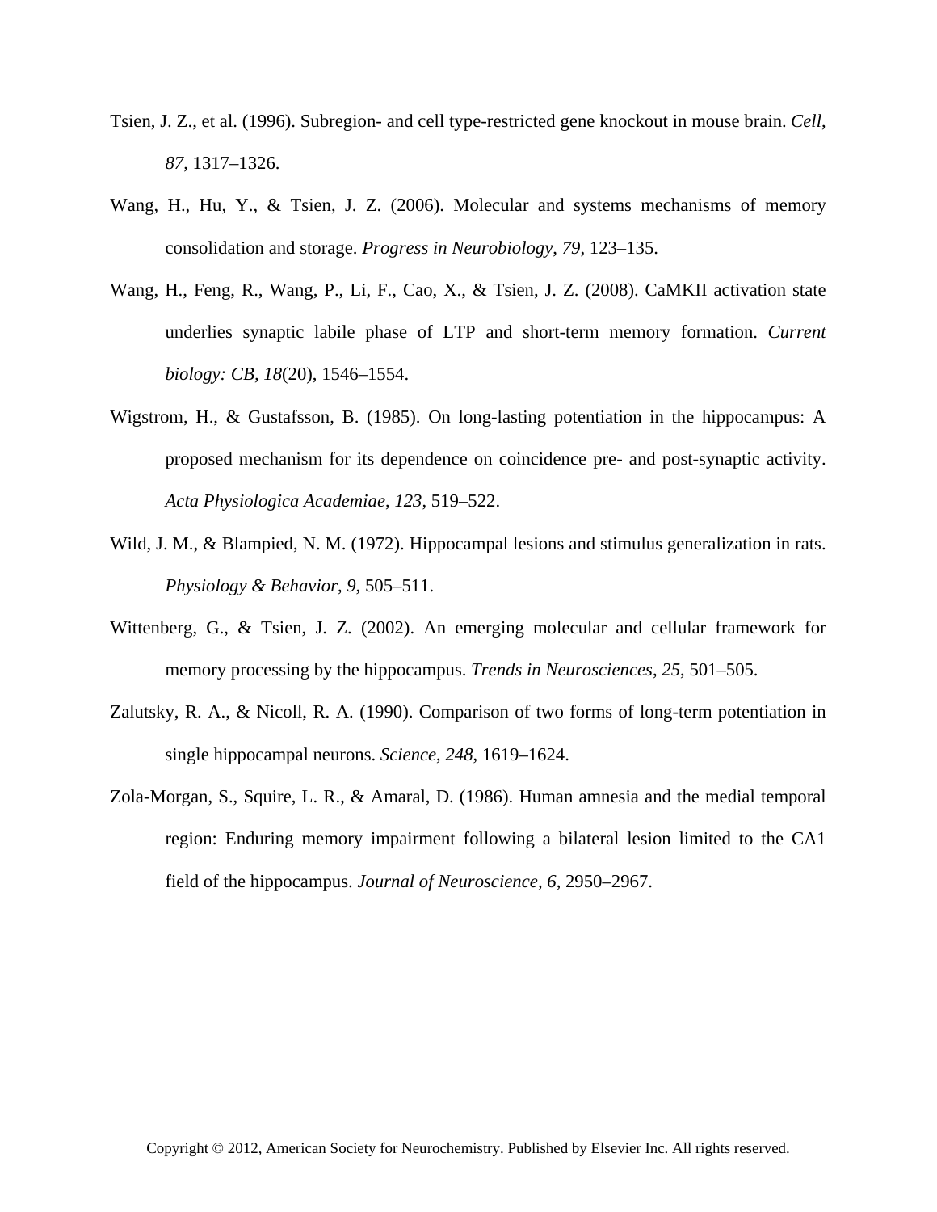Tsien, J. Z., et al. (1996). Subregion- and cell type-restricted gene knockout in mouse brain. *Cell*, *87*, 1317–1326.

Wang, H., Hu, Y., & Tsien, J. Z. (2006). Molecular and systems mechanisms of memory consolidation and storage. *Progress in Neurobiology*, *79*, 123–135.

Wang, H., Feng, R., Wang, P., Li, F., Cao, X., & Tsien, J. Z. (2008). CaMKII activation state underlies synaptic labile phase of LTP and short-term memory formation. *Current biology: CB*, *18*(20), 1546–1554.

Wigstrom, H., & Gustafsson, B. (1985). On long-lasting potentiation in the hippocampus: A proposed mechanism for its dependence on coincidence pre- and post-synaptic activity. *Acta Physiologica Academiae*, *123*, 519–522.

Wild, J. M., & Blampied, N. M. (1972). Hippocampal lesions and stimulus generalization in rats. *Physiology & Behavior*, *9*, 505–511.

Wittenberg, G., & Tsien, J. Z. (2002). An emerging molecular and cellular framework for memory processing by the hippocampus. *Trends in Neurosciences*, *25*, 501–505.

Zalutsky, R. A., & Nicoll, R. A. (1990). Comparison of two forms of long-term potentiation in single hippocampal neurons. *Science*, *248*, 1619–1624.

Zola-Morgan, S., Squire, L. R., & Amaral, D. (1986). Human amnesia and the medial temporal region: Enduring memory impairment following a bilateral lesion limited to the CA1 field of the hippocampus. *Journal of Neuroscience*, *6*, 2950–2967.

Copyright © 2012, American Society for Neurochemistry. Published by Elsevier Inc. All rights reserved.